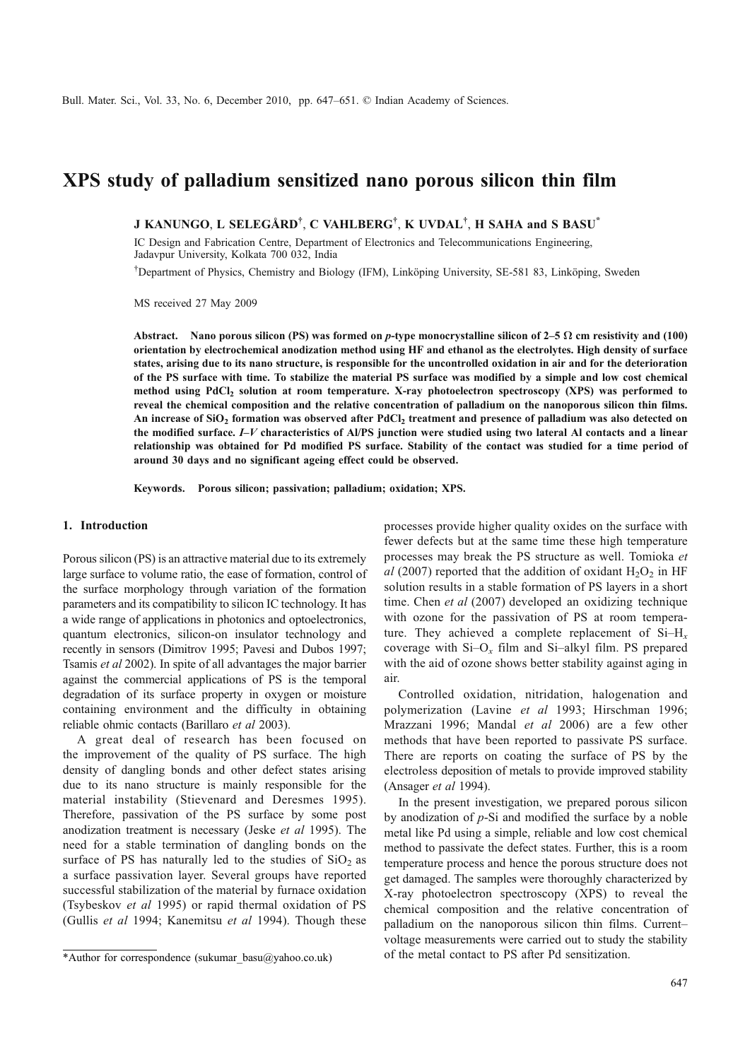# XPS study of palladium sensitized nano porous silicon thin film

**J KANUNGO, L SELEGÅRD[†], C VAHLBERG[†], K UVDAL[†], H SAHA and S BASU[*]**

IC Design and Fabrication Centre, Department of Electronics and Telecommunications Engineering, Jadavpur University, Kolkata 700 032, India

[†]Department of Physics, Chemistry and Biology (IFM), Linköping University, SE-581 83, Linköping, Sweden

MS received 27 May 2009

**Abstract. Nano porous silicon (PS) was formed on *p*-type monocrystalline silicon of 2–5 Ω cm resistivity and (100) orientation by electrochemical anodization method using HF and ethanol as the electrolytes. High density of surface states, arising due to its nano structure, is responsible for the uncontrolled oxidation in air and for the deterioration of the PS surface with time. To stabilize the material PS surface was modified by a simple and low cost chemical method using $PdCl_2$ solution at room temperature. X-ray photoelectron spectroscopy (XPS) was performed to reveal the chemical composition and the relative concentration of palladium on the nanoporous silicon thin films. An increase of $SiO_2$ formation was observed after $PdCl_2$ treatment and presence of palladium was also detected on the modified surface. *I–V* characteristics of Al/PS junction were studied using two lateral Al contacts and a linear relationship was obtained for Pd modified PS surface. Stability of the contact was studied for a time period of around 30 days and no significant ageing effect could be observed.**

**Keywords.** Porous silicon; passivation; palladium; oxidation; XPS.

## 1. Introduction

Porous silicon (PS) is an attractive material due to its extremely large surface to volume ratio, the ease of formation, control of the surface morphology through variation of the formation parameters and its compatibility to silicon IC technology. It has a wide range of applications in photonics and optoelectronics, quantum electronics, silicon-on insulator technology and recently in sensors (Dimitrov 1995; Pavesi and Dubos 1997; Tsamis *et al* 2002). In spite of all advantages the major barrier against the commercial applications of PS is the temporal degradation of its surface property in oxygen or moisture containing environment and the difficulty in obtaining reliable ohmic contacts (Barillaro *et al* 2003).

A great deal of research has been focused on the improvement of the quality of PS surface. The high density of dangling bonds and other defect states arising due to its nano structure is mainly responsible for the material instability (Stievenard and Deresmes 1995). Therefore, passivation of the PS surface by some post anodization treatment is necessary (Jeske *et al* 1995). The need for a stable termination of dangling bonds on the surface of PS has naturally led to the studies of $SiO_2$ as a surface passivation layer. Several groups have reported successful stabilization of the material by furnace oxidation (Tsybeskov *et al* 1995) or rapid thermal oxidation of PS (Gullis *et al* 1994; Kanemitsu *et al* 1994). Though these processes provide higher quality oxides on the surface with fewer defects but at the same time these high temperature processes may break the PS structure as well. Tomioka *et al* (2007) reported that the addition of oxidant $H_2O_2$ in HF solution results in a stable formation of PS layers in a short time. Chen *et al* (2007) developed an oxidizing technique with ozone for the passivation of PS at room temperature. They achieved a complete replacement of Si–$H_x$ coverage with Si–$O_x$ film and Si–alkyl film. PS prepared with the aid of ozone shows better stability against aging in air.

Controlled oxidation, nitridation, halogenation and polymerization (Lavine *et al* 1993; Hirschman 1996; Mrazzani 1996; Mandal *et al* 2006) are a few other methods that have been reported to passivate PS surface. There are reports on coating the surface of PS by the electroless deposition of metals to provide improved stability (Ansager *et al* 1994).

In the present investigation, we prepared porous silicon by anodization of *p*-Si and modified the surface by a noble metal like Pd using a simple, reliable and low cost chemical method to passivate the defect states. Further, this is a room temperature process and hence the porous structure does not get damaged. The samples were thoroughly characterized by X-ray photoelectron spectroscopy (XPS) to reveal the chemical composition and the relative concentration of palladium on the nanoporous silicon thin films. Current–voltage measurements were carried out to study the stability of the metal contact to PS after Pd sensitization.

[*]Author for correspondence (sukumar_basu@yahoo.co.uk)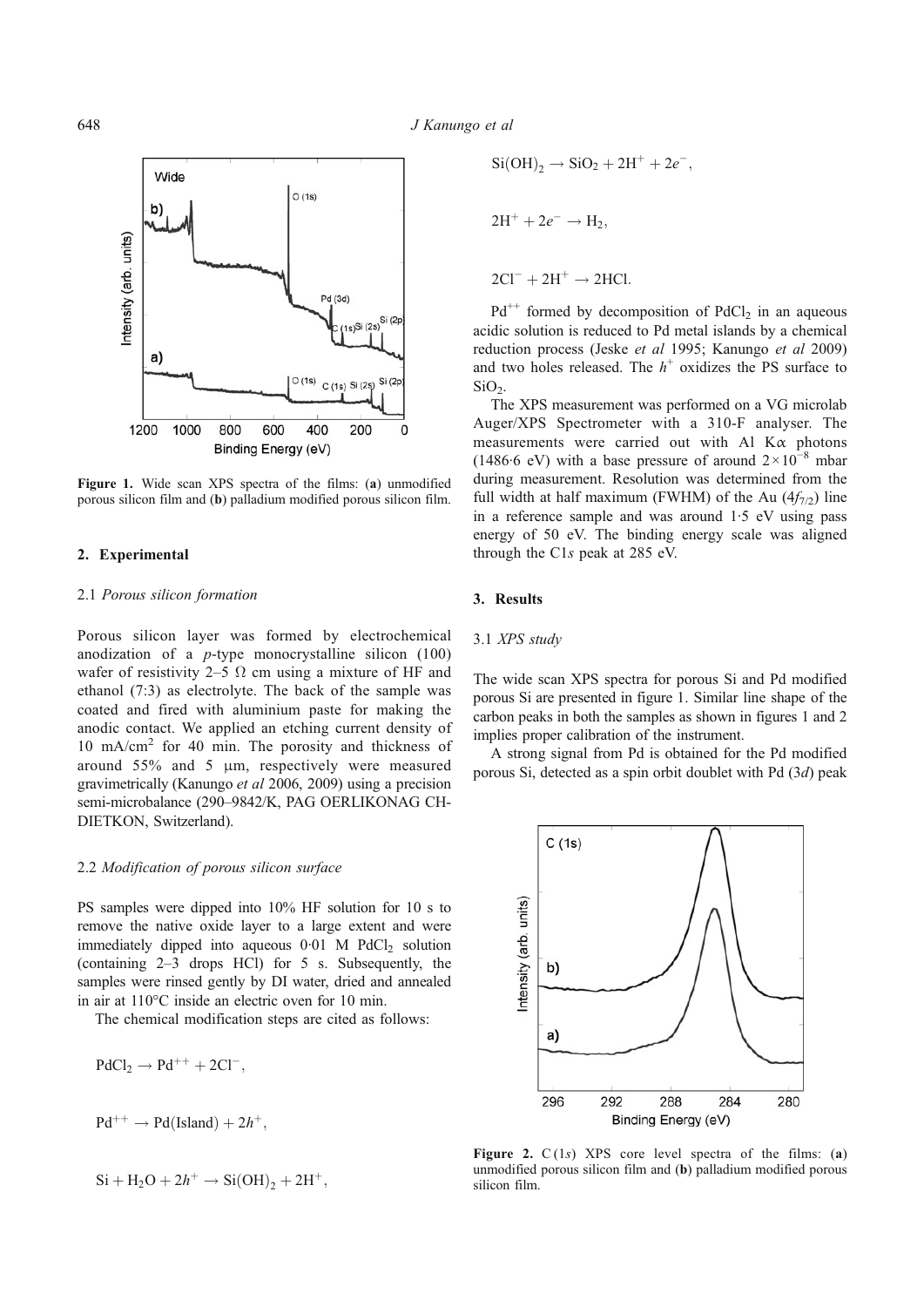**Figure 1.** Wide scan XPS spectra of the films: (**a**) unmodified porous silicon film and (**b**) palladium modified porous silicon film.

## 2. Experimental

### 2.1 *Porous silicon formation*

Porous silicon layer was formed by electrochemical anodization of a *p*-type monocrystalline silicon (100) wafer of resistivity 2–5 Ω cm using a mixture of HF and ethanol (7:3) as electrolyte. The back of the sample was coated and fired with aluminium paste for making the anodic contact. We applied an etching current density of 10 mA/cm$^2$ for 40 min. The porosity and thickness of around 55% and 5 μm, respectively were measured gravimetrically (Kanungo *et al* 2006, 2009) using a precision semi-microbalance (290–9842/K, PAG OERLIKONAG CH-DIETKON, Switzerland).

### 2.2 *Modification of porous silicon surface*

PS samples were dipped into 10% HF solution for 10 s to remove the native oxide layer to a large extent and were immediately dipped into aqueous 0·01 M $PdCl_2$ solution (containing 2–3 drops HCl) for 5 s. Subsequently, the samples were rinsed gently by DI water, dried and annealed in air at 110°C inside an electric oven for 10 min.

The chemical modification steps are cited as follows:

$$PdCl_2 \rightarrow Pd^{++} + 2Cl^-,$$

$$Pd^{++} \rightarrow Pd(Island) + 2h^+,$$

$$Si + H_2O + 2h^+ \rightarrow Si(OH)_2 + 2H^+,$$

$$Si(OH)_2 \rightarrow SiO_2 + 2H^+ + 2e^-,$$

$$2H^+ + 2e^- \rightarrow H_2,$$

$$2Cl^- + 2H^+ \rightarrow 2HCl.$$

$Pd^{++}$ formed by decomposition of $PdCl_2$ in an aqueous acidic solution is reduced to Pd metal islands by a chemical reduction process (Jeske *et al* 1995; Kanungo *et al* 2009) and two holes released. The $h^+$ oxidizes the PS surface to $SiO_2$.

The XPS measurement was performed on a VG microlab Auger/XPS Spectrometer with a 310-F analyser. The measurements were carried out with Al Kα photons (1486·6 eV) with a base pressure of around $2 \times 10^{-8}$ mbar during measurement. Resolution was determined from the full width at half maximum (FWHM) of the Au ($4f_{7/2}$) line in a reference sample and was around 1·5 eV using pass energy of 50 eV. The binding energy scale was aligned through the C1*s* peak at 285 eV.

## 3. Results

### 3.1 *XPS study*

The wide scan XPS spectra for porous Si and Pd modified porous Si are presented in figure 1. Similar line shape of the carbon peaks in both the samples as shown in figures 1 and 2 implies proper calibration of the instrument.

A strong signal from Pd is obtained for the Pd modified porous Si, detected as a spin orbit doublet with Pd (3*d*) peak

**Figure 2.** C (1*s*) XPS core level spectra of the films: (**a**) unmodified porous silicon film and (**b**) palladium modified porous silicon film.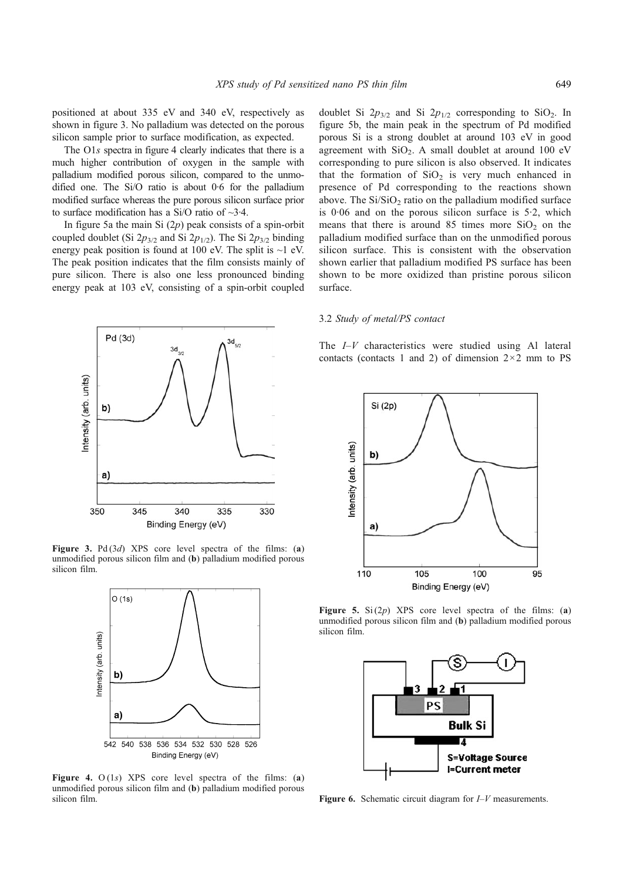positioned at about 335 eV and 340 eV, respectively as shown in figure 3. No palladium was detected on the porous silicon sample prior to surface modification, as expected.

The O1*s* spectra in figure 4 clearly indicates that there is a much higher contribution of oxygen in the sample with palladium modified porous silicon, compared to the unmodified one. The Si/O ratio is about 0·6 for the palladium modified surface whereas the pure porous silicon surface prior to surface modification has a Si/O ratio of ~3·4.

In figure 5a the main Si (2*p*) peak consists of a spin-orbit coupled doublet (Si $2p_{3/2}$ and Si $2p_{1/2}$). The Si $2p_{3/2}$ binding energy peak position is found at 100 eV. The split is ~1 eV. The peak position indicates that the film consists mainly of pure silicon. There is also one less pronounced binding energy peak at 103 eV, consisting of a spin-orbit coupled doublet Si $2p_{3/2}$ and Si $2p_{1/2}$ corresponding to $SiO_2$. In figure 5b, the main peak in the spectrum of Pd modified porous Si is a strong doublet at around 103 eV in good agreement with $SiO_2$. A small doublet at around 100 eV corresponding to pure silicon is also observed. It indicates that the formation of $SiO_2$ is very much enhanced in presence of Pd corresponding to the reactions shown above. The $Si/SiO_2$ ratio on the palladium modified surface is 0·06 and on the porous silicon surface is 5·2, which means that there is around 85 times more $SiO_2$ on the palladium modified surface than on the unmodified porous silicon surface. This is consistent with the observation shown earlier that palladium modified PS surface has been shown to be more oxidized than pristine porous silicon surface.

**Figure 3.** Pd (3*d*) XPS core level spectra of the films: (**a**) unmodified porous silicon film and (**b**) palladium modified porous silicon film.

**Figure 4.** O (1*s*) XPS core level spectra of the films: (**a**) unmodified porous silicon film and (**b**) palladium modified porous silicon film.

### 3.2 *Study of metal/PS contact*

The *I–V* characteristics were studied using Al lateral contacts (contacts 1 and 2) of dimension 2×2 mm to PS

**Figure 5.** Si (2*p*) XPS core level spectra of the films: (**a**) unmodified porous silicon film and (**b**) palladium modified porous silicon film.

**Figure 6.** Schematic circuit diagram for *I–V* measurements.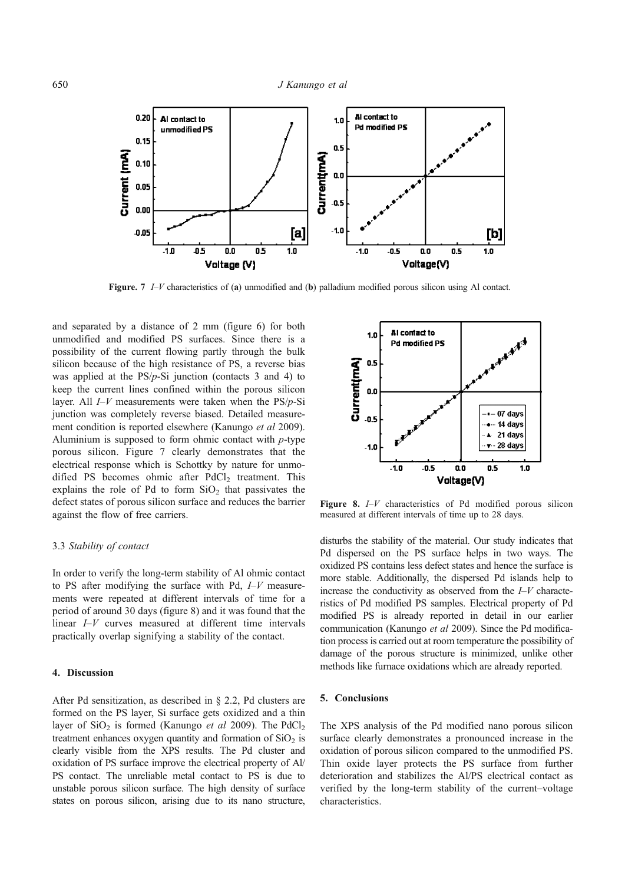**Figure. 7** *I–V* characteristics of (**a**) unmodified and (**b**) palladium modified porous silicon using Al contact.

and separated by a distance of 2 mm (figure 6) for both unmodified and modified PS surfaces. Since there is a possibility of the current flowing partly through the bulk silicon because of the high resistance of PS, a reverse bias was applied at the PS/*p*-Si junction (contacts 3 and 4) to keep the current lines confined within the porous silicon layer. All *I–V* measurements were taken when the PS/*p*-Si junction was completely reverse biased. Detailed measurement condition is reported elsewhere (Kanungo *et al* 2009). Aluminium is supposed to form ohmic contact with *p*-type porous silicon. Figure 7 clearly demonstrates that the electrical response which is Schottky by nature for unmodified PS becomes ohmic after $PdCl_2$ treatment. This explains the role of Pd to form $SiO_2$ that passivates the defect states of porous silicon surface and reduces the barrier against the flow of free carriers.

### 3.3 *Stability of contact*

In order to verify the long-term stability of Al ohmic contact to PS after modifying the surface with Pd, *I–V* measurements were repeated at different intervals of time for a period of around 30 days (figure 8) and it was found that the linear *I–V* curves measured at different time intervals practically overlap signifying a stability of the contact.

## 4. Discussion

After Pd sensitization, as described in § 2.2, Pd clusters are formed on the PS layer, Si surface gets oxidized and a thin layer of $SiO_2$ is formed (Kanungo *et al* 2009). The $PdCl_2$ treatment enhances oxygen quantity and formation of $SiO_2$ is clearly visible from the XPS results. The Pd cluster and oxidation of PS surface improve the electrical property of Al/PS contact. The unreliable metal contact to PS is due to unstable porous silicon surface. The high density of surface states on porous silicon, arising due to its nano structure, disturbs the stability of the material. Our study indicates that Pd dispersed on the PS surface helps in two ways. The oxidized PS contains less defect states and hence the surface is more stable. Additionally, the dispersed Pd islands help to increase the conductivity as observed from the *I–V* characteristics of Pd modified PS samples. Electrical property of Pd modified PS is already reported in detail in our earlier communication (Kanungo *et al* 2009). Since the Pd modification process is carried out at room temperature the possibility of damage of the porous structure is minimized, unlike other methods like furnace oxidations which are already reported.

**Figure 8.** *I–V* characteristics of Pd modified porous silicon measured at different intervals of time up to 28 days.

## 5. Conclusions

The XPS analysis of the Pd modified nano porous silicon surface clearly demonstrates a pronounced increase in the oxidation of porous silicon compared to the unmodified PS. Thin oxide layer protects the PS surface from further deterioration and stabilizes the Al/PS electrical contact as verified by the long-term stability of the current–voltage characteristics.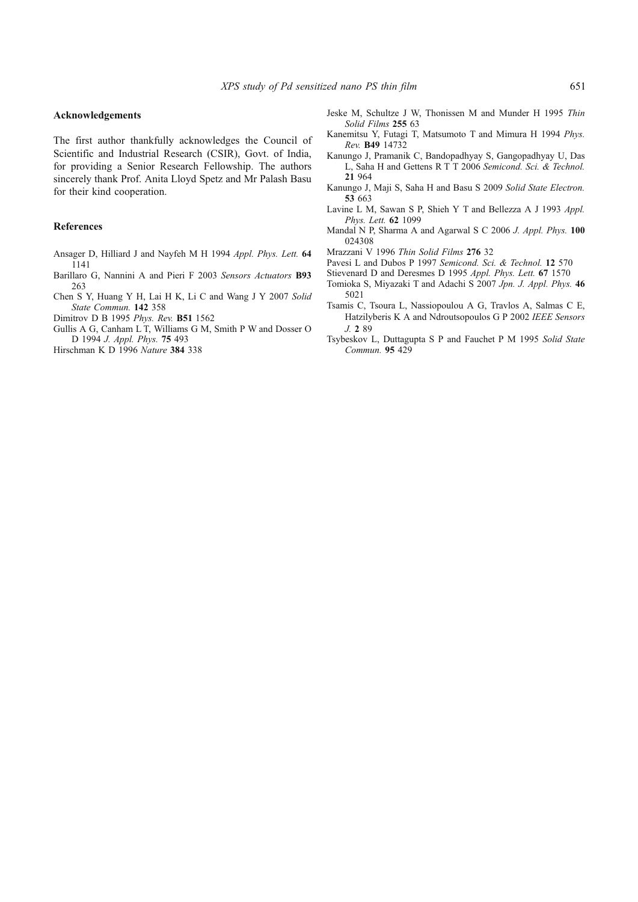## Acknowledgements

The first author thankfully acknowledges the Council of Scientific and Industrial Research (CSIR), Govt. of India, for providing a Senior Research Fellowship. The authors sincerely thank Prof. Anita Lloyd Spetz and Mr Palash Basu for their kind cooperation.

## References

Ansager D, Hilliard J and Nayfeh M H 1994 *Appl. Phys. Lett.* **64** 1141

Barillaro G, Nannini A and Pieri F 2003 *Sensors Actuators* **B93** 263

Chen S Y, Huang Y H, Lai H K, Li C and Wang J Y 2007 *Solid State Commun.* **142** 358

Dimitrov D B 1995 *Phys. Rev.* **B51** 1562

Gullis A G, Canham L T, Williams G M, Smith P W and Dosser O D 1994 *J. Appl. Phys.* **75** 493

Hirschman K D 1996 *Nature* **384** 338

Jeske M, Schultze J W, Thonissen M and Munder H 1995 *Thin Solid Films* **255** 63

Kanemitsu Y, Futagi T, Matsumoto T and Mimura H 1994 *Phys. Rev.* **B49** 14732

Kanungo J, Pramanik C, Bandopadhyay S, Gangopadhyay U, Das L, Saha H and Gettens R T T 2006 *Semicond. Sci. & Technol.* **21** 964

Kanungo J, Maji S, Saha H and Basu S 2009 *Solid State Electron.* **53** 663

Lavine L M, Sawan S P, Shieh Y T and Bellezza A J 1993 *Appl. Phys. Lett.* **62** 1099

Mandal N P, Sharma A and Agarwal S C 2006 *J. Appl. Phys.* **100** 024308

Mrazzani V 1996 *Thin Solid Films* **276** 32

Pavesi L and Dubos P 1997 *Semicond. Sci. & Technol.* **12** 570

Stievenard D and Deresmes D 1995 *Appl. Phys. Lett.* **67** 1570

Tomioka S, Miyazaki T and Adachi S 2007 *Jpn. J. Appl. Phys.* **46** 5021

Tsamis C, Tsoura L, Nassiopoulou A G, Travlos A, Salmas C E, Hatzilyberis K A and Ndroutsopoulos G P 2002 *IEEE Sensors J.* **2** 89

Tsybeskov L, Duttagupta S P and Fauchet P M 1995 *Solid State Commun.* **95** 429